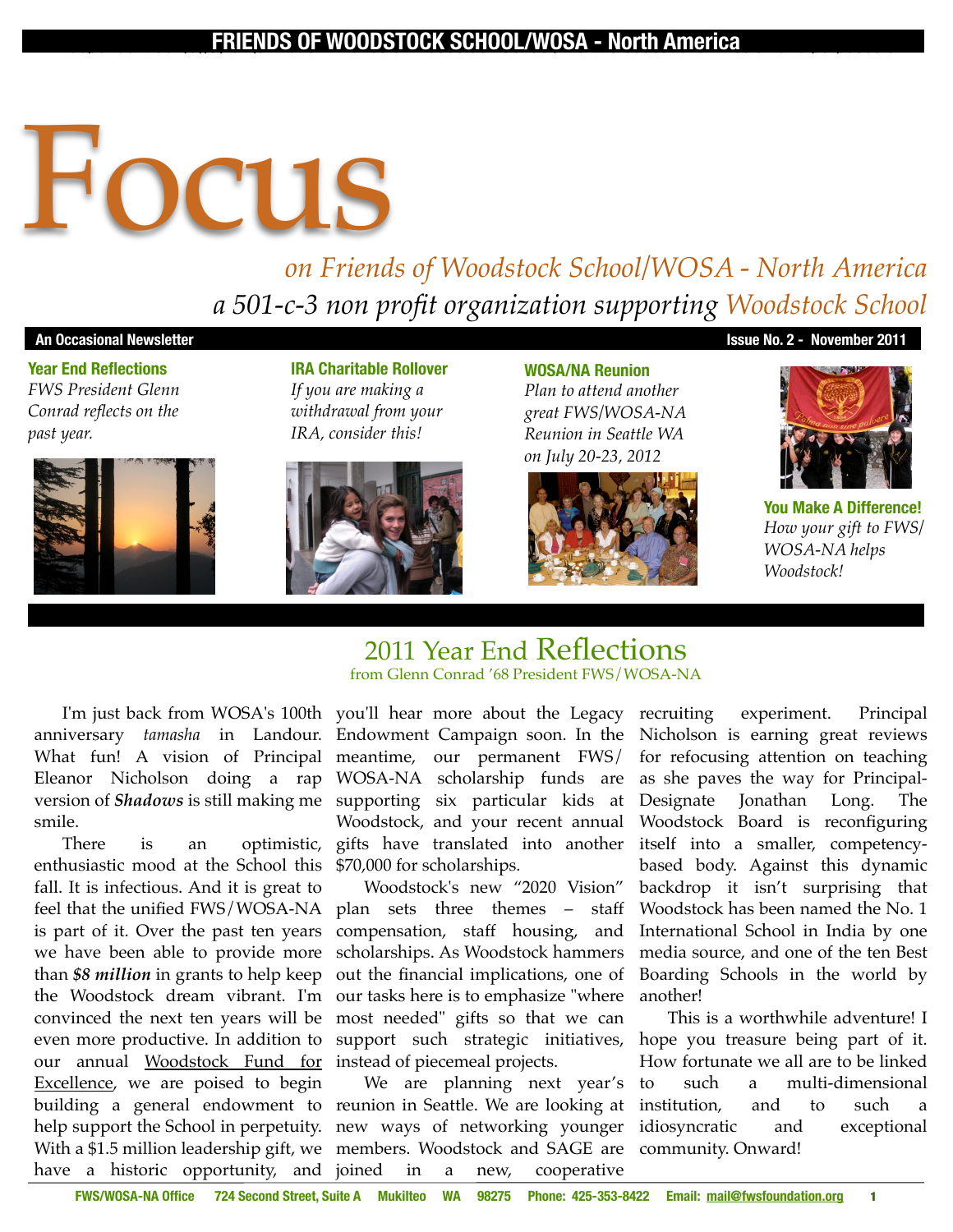FRIENDS OF WOODSTOCK SCHOOL/WOSA - North America

# Focus

*on Friends of Woodstock School/WOSA - North America*
*a 501-c-3 non profit organization supporting Woodstock School*

**An Occasional Newsletter** — **Issue No. 2 - November 2011**

**Year End Reflections**
*FWS President Glenn Conrad reflects on the past year.*

**IRA Charitable Rollover**
*If you are making a withdrawal from your IRA, consider this!*

**WOSA/NA Reunion**
*Plan to attend another great FWS/WOSA-NA Reunion in Seattle WA on July 20-23, 2012*

**You Make A Difference!**
*How your gift to FWS/WOSA-NA helps Woodstock!*

## 2011 Year End Reflections

from Glenn Conrad '68 President FWS/WOSA-NA

I'm just back from WOSA's 100th anniversary *tamasha* in Landour. What fun! A vision of Principal Eleanor Nicholson doing a rap version of ***Shadows*** is still making me smile.

There is an optimistic, enthusiastic mood at the School this fall. It is infectious. And it is great to feel that the unified FWS/WOSA-NA is part of it. Over the past ten years we have been able to provide more than ***$8 million*** in grants to help keep the Woodstock dream vibrant. I'm convinced the next ten years will be even more productive. In addition to our annual Woodstock Fund for Excellence, we are poised to begin building a general endowment to help support the School in perpetuity. With a $1.5 million leadership gift, we have a historic opportunity, and you'll hear more about the Legacy Endowment Campaign soon. In the meantime, our permanent FWS/WOSA-NA scholarship funds are supporting six particular kids at Woodstock, and your recent annual gifts have translated into another $70,000 for scholarships.

Woodstock's new "2020 Vision" plan sets three themes – staff compensation, staff housing, and scholarships. As Woodstock hammers out the financial implications, one of our tasks here is to emphasize "where most needed" gifts so that we can support such strategic initiatives, instead of piecemeal projects.

We are planning next year's reunion in Seattle. We are looking at new ways of networking younger members. Woodstock and SAGE are joined in a new, cooperative recruiting experiment. Principal Nicholson is earning great reviews for refocusing attention on teaching as she paves the way for Principal-Designate Jonathan Long. The Woodstock Board is reconfiguring itself into a smaller, competency-based body. Against this dynamic backdrop it isn't surprising that Woodstock has been named the No. 1 International School in India by one media source, and one of the ten Best Boarding Schools in the world by another!

This is a worthwhile adventure! I hope you treasure being part of it. How fortunate we all are to be linked to such a multi-dimensional institution, and to such a idiosyncratic and exceptional community. Onward!

FWS/WOSA-NA Office 724 Second Street, Suite A Mukilteo WA 98275 Phone: 425-353-8422 Email: mail@fwsfoundation.org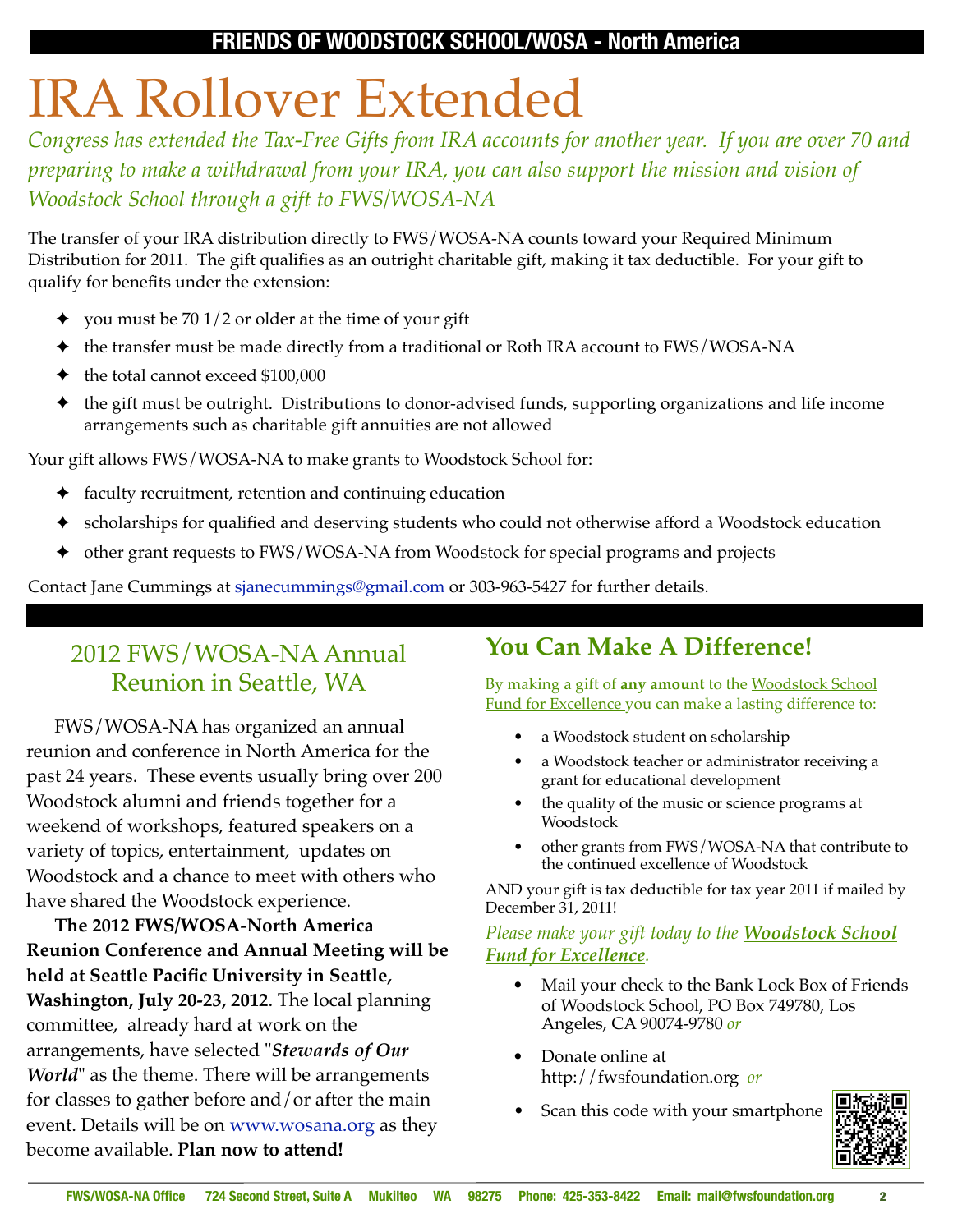FRIENDS OF WOODSTOCK SCHOOL/WOSA - North America

# IRA Rollover Extended

*Congress has extended the Tax-Free Gifts from IRA accounts for another year. If you are over 70 and preparing to make a withdrawal from your IRA, you can also support the mission and vision of Woodstock School through a gift to FWS/WOSA-NA*

The transfer of your IRA distribution directly to FWS/WOSA-NA counts toward your Required Minimum Distribution for 2011. The gift qualifies as an outright charitable gift, making it tax deductible. For your gift to qualify for benefits under the extension:

- you must be 70 1/2 or older at the time of your gift
- the transfer must be made directly from a traditional or Roth IRA account to FWS/WOSA-NA
- the total cannot exceed $100,000
- the gift must be outright. Distributions to donor-advised funds, supporting organizations and life income arrangements such as charitable gift annuities are not allowed

Your gift allows FWS/WOSA-NA to make grants to Woodstock School for:

- faculty recruitment, retention and continuing education
- scholarships for qualified and deserving students who could not otherwise afford a Woodstock education
- other grant requests to FWS/WOSA-NA from Woodstock for special programs and projects

Contact Jane Cummings at sjanecummings@gmail.com or 303-963-5427 for further details.

## 2012 FWS/WOSA-NA Annual Reunion in Seattle, WA

FWS/WOSA-NA has organized an annual reunion and conference in North America for the past 24 years. These events usually bring over 200 Woodstock alumni and friends together for a weekend of workshops, featured speakers on a variety of topics, entertainment, updates on Woodstock and a chance to meet with others who have shared the Woodstock experience.

**The 2012 FWS/WOSA-North America Reunion Conference and Annual Meeting will be held at Seattle Pacific University in Seattle, Washington, July 20-23, 2012**. The local planning committee, already hard at work on the arrangements, have selected "***Stewards of Our World***" as the theme. There will be arrangements for classes to gather before and/or after the main event. Details will be on www.wosana.org as they become available. **Plan now to attend!**

## You Can Make A Difference!

By making a gift of **any amount** to the Woodstock School Fund for Excellence you can make a lasting difference to:

- a Woodstock student on scholarship
- a Woodstock teacher or administrator receiving a grant for educational development
- the quality of the music or science programs at Woodstock
- other grants from FWS/WOSA-NA that contribute to the continued excellence of Woodstock

AND your gift is tax deductible for tax year 2011 if mailed by December 31, 2011!

*Please make your gift today to the **Woodstock School Fund for Excellence**.*

- Mail your check to the Bank Lock Box of Friends of Woodstock School, PO Box 749780, Los Angeles, CA 90074-9780 *or*
- Donate online at http://fwsfoundation.org *or*
- Scan this code with your smartphone

FWS/WOSA-NA Office 724 Second Street, Suite A Mukilteo WA 98275 Phone: 425-353-8422 Email: mail@fwsfoundation.org